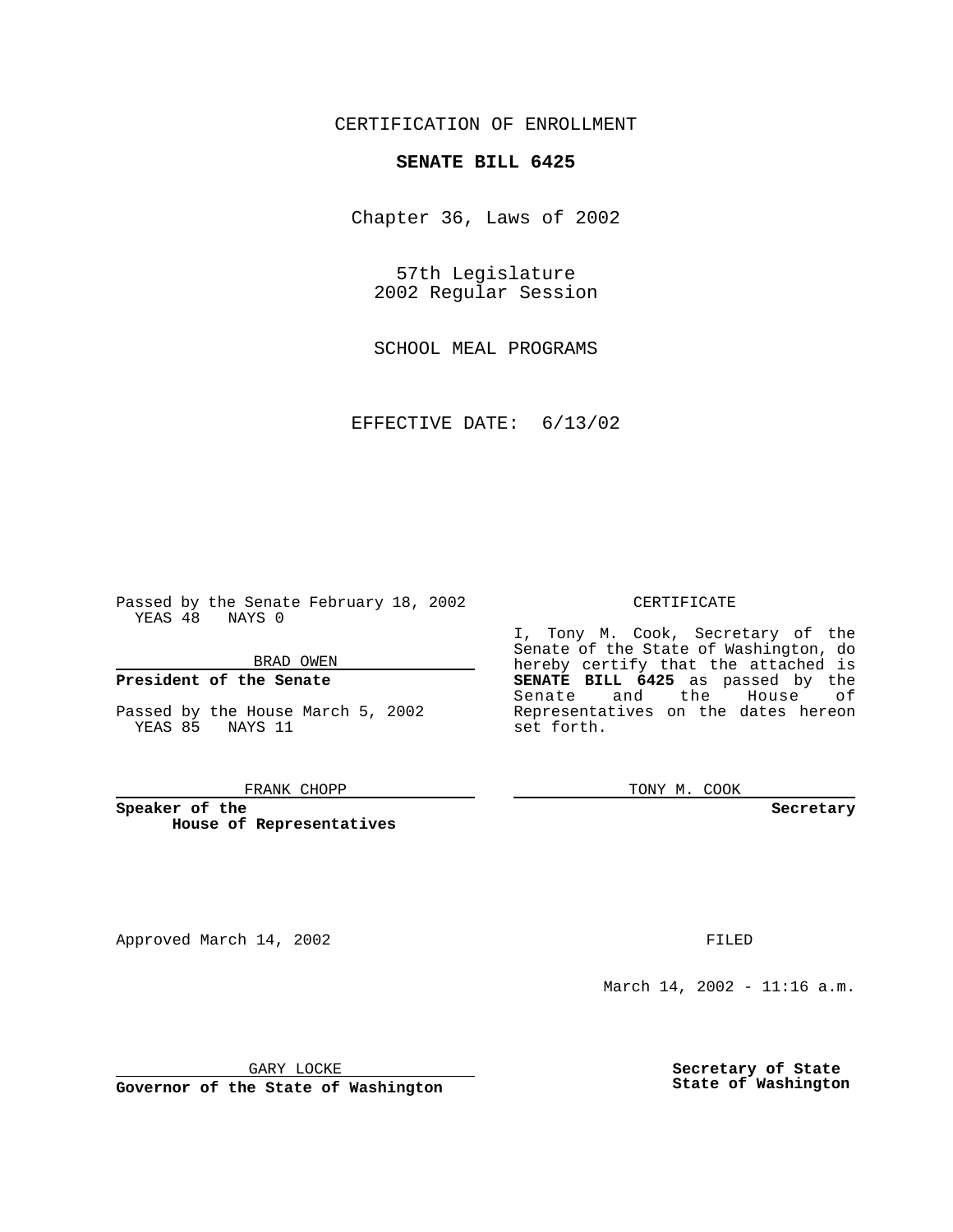CERTIFICATION OF ENROLLMENT

# SENATE BILL 6425

Chapter 36, Laws of 2002

57th Legislature
2002 Regular Session

SCHOOL MEAL PROGRAMS

EFFECTIVE DATE: 6/13/02

Passed by the Senate February 18, 2002
YEAS 48 NAYS 0

BRAD OWEN

**President of the Senate**

Passed by the House March 5, 2002
YEAS 85 NAYS 11

FRANK CHOPP

**Speaker of the House of Representatives**

CERTIFICATE

I, Tony M. Cook, Secretary of the Senate of the State of Washington, do hereby certify that the attached is **SENATE BILL 6425** as passed by the Senate and the House of Representatives on the dates hereon set forth.

TONY M. COOK

**Secretary**

Approved March 14, 2002

GARY LOCKE

**Governor of the State of Washington**

FILED

March 14, 2002 - 11:16 a.m.

**Secretary of State**
**State of Washington**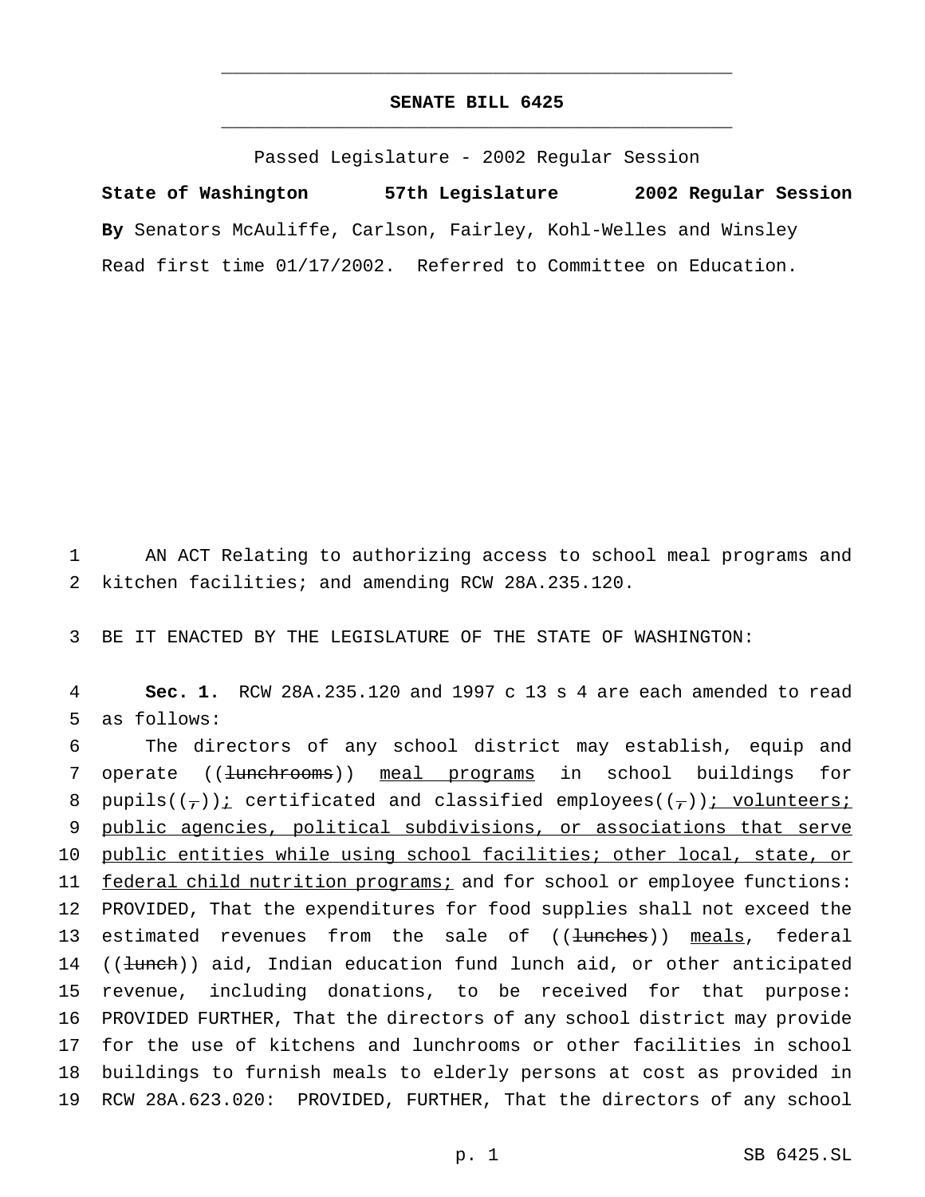# SENATE BILL 6425

Passed Legislature - 2002 Regular Session

**State of Washington 57th Legislature 2002 Regular Session**

**By** Senators McAuliffe, Carlson, Fairley, Kohl-Welles and Winsley

Read first time 01/17/2002. Referred to Committee on Education.

AN ACT Relating to authorizing access to school meal programs and kitchen facilities; and amending RCW 28A.235.120.

BE IT ENACTED BY THE LEGISLATURE OF THE STATE OF WASHINGTON:

**Sec. 1.** RCW 28A.235.120 and 1997 c 13 s 4 are each amended to read as follows:

The directors of any school district may establish, equip and operate ((~~lunchrooms~~)) <u>meal programs</u> in school buildings for pupils((~~,~~))<u>;</u> certificated and classified employees((~~,~~))<u>; volunteers; public agencies, political subdivisions, or associations that serve public entities while using school facilities; other local, state, or federal child nutrition programs;</u> and for school or employee functions: PROVIDED, That the expenditures for food supplies shall not exceed the estimated revenues from the sale of ((~~lunches~~)) <u>meals</u>, federal ((~~lunch~~)) aid, Indian education fund lunch aid, or other anticipated revenue, including donations, to be received for that purpose: PROVIDED FURTHER, That the directors of any school district may provide for the use of kitchens and lunchrooms or other facilities in school buildings to furnish meals to elderly persons at cost as provided in RCW 28A.623.020: PROVIDED, FURTHER, That the directors of any school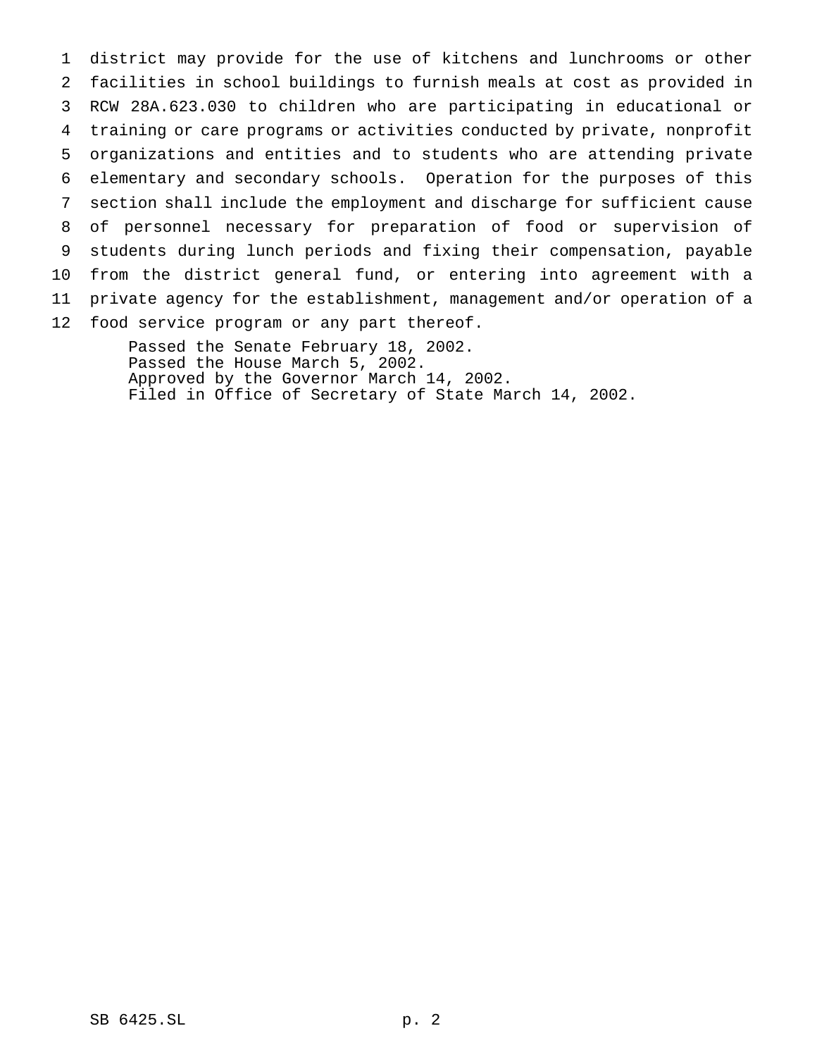district may provide for the use of kitchens and lunchrooms or other facilities in school buildings to furnish meals at cost as provided in RCW 28A.623.030 to children who are participating in educational or training or care programs or activities conducted by private, nonprofit organizations and entities and to students who are attending private elementary and secondary schools. Operation for the purposes of this section shall include the employment and discharge for sufficient cause of personnel necessary for preparation of food or supervision of students during lunch periods and fixing their compensation, payable from the district general fund, or entering into agreement with a private agency for the establishment, management and/or operation of a food service program or any part thereof.

Passed the Senate February 18, 2002.
Passed the House March 5, 2002.
Approved by the Governor March 14, 2002.
Filed in Office of Secretary of State March 14, 2002.